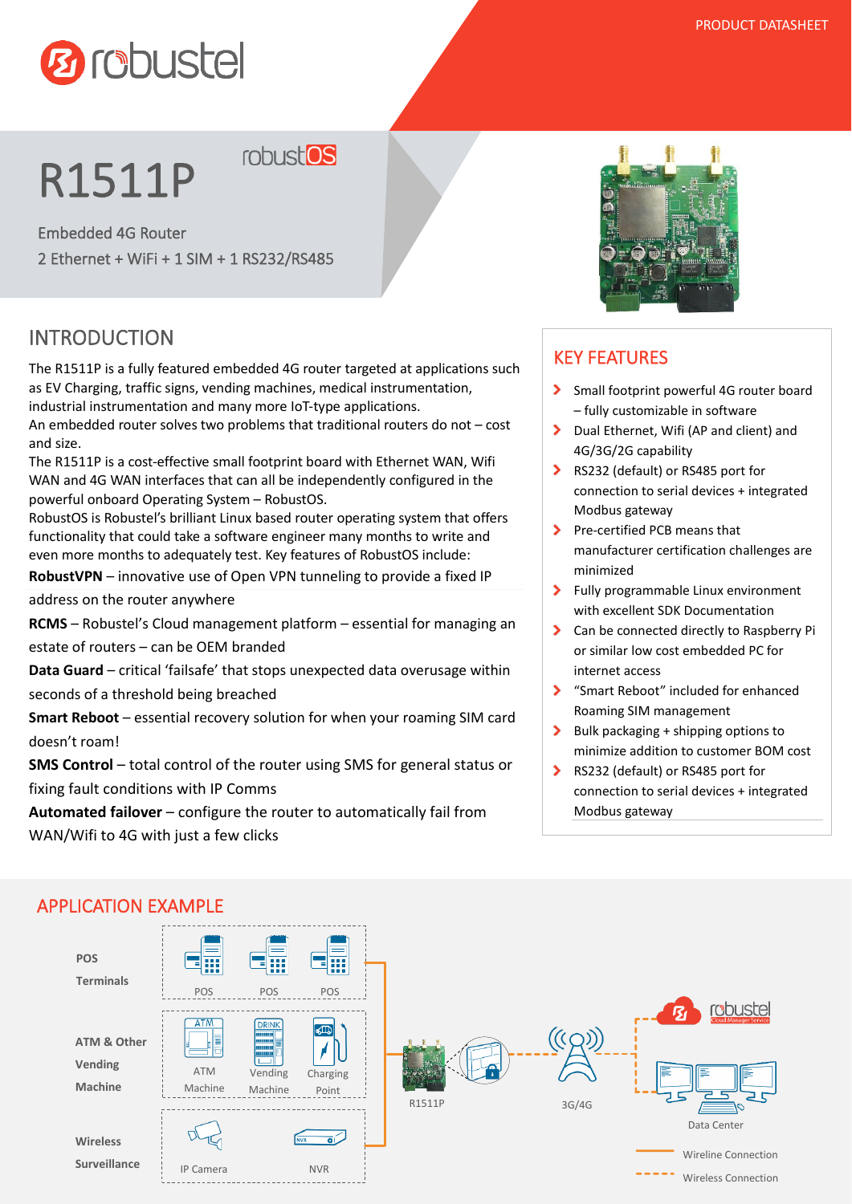PRODUCT DATASHEET

# R1511P

Embedded 4G Router
2 Ethernet + WiFi + 1 SIM + 1 RS232/RS485

## INTRODUCTION

The R1511P is a fully featured embedded 4G router targeted at applications such as EV Charging, traffic signs, vending machines, medical instrumentation, industrial instrumentation and many more IoT-type applications.
An embedded router solves two problems that traditional routers do not – cost and size.
The R1511P is a cost-effective small footprint board with Ethernet WAN, Wifi WAN and 4G WAN interfaces that can all be independently configured in the powerful onboard Operating System – RobustOS.
RobustOS is Robustel's brilliant Linux based router operating system that offers functionality that could take a software engineer many months to write and even more months to adequately test. Key features of RobustOS include:

**RobustVPN** – innovative use of Open VPN tunneling to provide a fixed IP address on the router anywhere

**RCMS** – Robustel's Cloud management platform – essential for managing an estate of routers – can be OEM branded

**Data Guard** – critical 'failsafe' that stops unexpected data overusage within seconds of a threshold being breached

**Smart Reboot** – essential recovery solution for when your roaming SIM card doesn't roam!

**SMS Control** – total control of the router using SMS for general status or fixing fault conditions with IP Comms

**Automated failover** – configure the router to automatically fail from WAN/Wifi to 4G with just a few clicks

## KEY FEATURES

- Small footprint powerful 4G router board – fully customizable in software
- Dual Ethernet, Wifi (AP and client) and 4G/3G/2G capability
- RS232 (default) or RS485 port for connection to serial devices + integrated Modbus gateway
- Pre-certified PCB means that manufacturer certification challenges are minimized
- Fully programmable Linux environment with excellent SDK Documentation
- Can be connected directly to Raspberry Pi or similar low cost embedded PC for internet access
- "Smart Reboot" included for enhanced Roaming SIM management
- Bulk packaging + shipping options to minimize addition to customer BOM cost
- RS232 (default) or RS485 port for connection to serial devices + integrated Modbus gateway

## APPLICATION EXAMPLE

POS Terminals: POS, POS, POS

ATM & Other Vending Machine: ATM Machine, Vending Machine, Charging Point

Wireless Surveillance: IP Camera, NVR

R1511P — 3G/4G — Data Center

Wireline Connection
Wireless Connection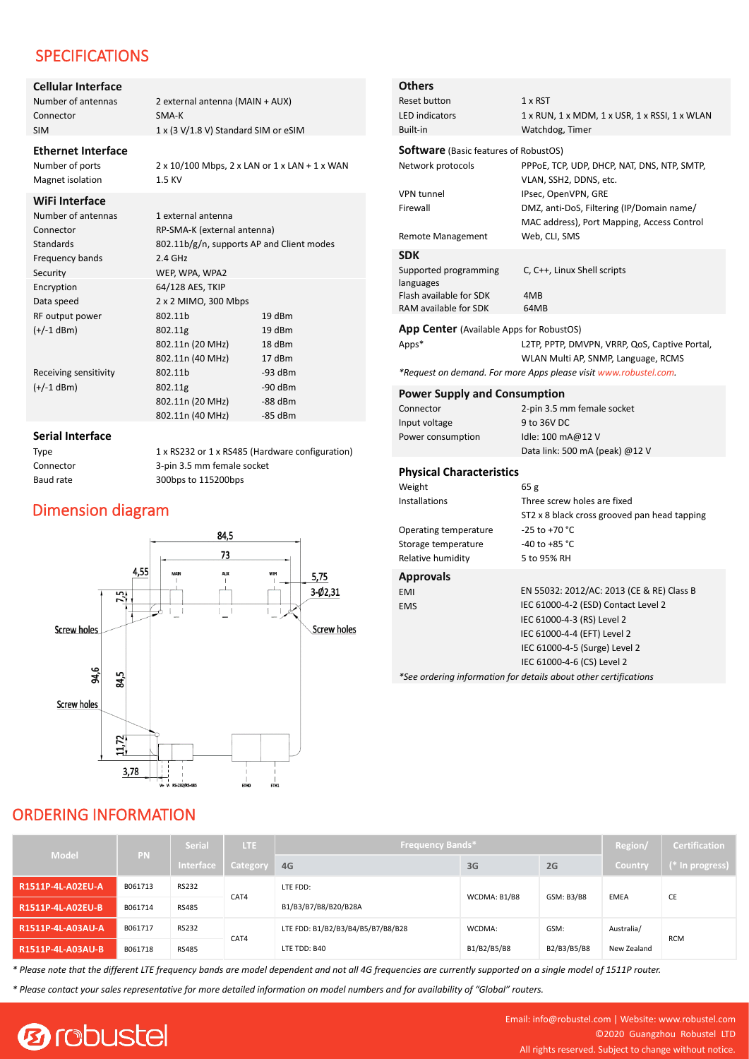## SPECIFICATIONS

### Cellular Interface

| | |
|---|---|
| Number of antennas | 2 external antenna (MAIN + AUX) |
| Connector | SMA-K |
| SIM | 1 x (3 V/1.8 V) Standard SIM or eSIM |

### Ethernet Interface

| | |
|---|---|
| Number of ports | 2 x 10/100 Mbps, 2 x LAN or 1 x LAN + 1 x WAN |
| Magnet isolation | 1.5 KV |

### WiFi Interface

| | | |
|---|---|---|
| Number of antennas | 1 external antenna | |
| Connector | RP-SMA-K (external antenna) | |
| Standards | 802.11b/g/n, supports AP and Client modes | |
| Frequency bands | 2.4 GHz | |
| Security | WEP, WPA, WPA2 | |
| Encryption | 64/128 AES, TKIP | |
| Data speed | 2 x 2 MIMO, 300 Mbps | |
| RF output power | 802.11b | 19 dBm |
| (+/-1 dBm) | 802.11g | 19 dBm |
| | 802.11n (20 MHz) | 18 dBm |
| | 802.11n (40 MHz) | 17 dBm |
| Receiving sensitivity | 802.11b | -93 dBm |
| (+/-1 dBm) | 802.11g | -90 dBm |
| | 802.11n (20 MHz) | -88 dBm |
| | 802.11n (40 MHz) | -85 dBm |

### Serial Interface

| | |
|---|---|
| Type | 1 x RS232 or 1 x RS485 (Hardware configuration) |
| Connector | 3-pin 3.5 mm female socket |
| Baud rate | 300bps to 115200bps |

## Dimension diagram

84,5
73
4,55
5,75
3-Ø2,31
7,5
Screw holes
Screw holes
94,6
84,5
Screw holes
11,72
3,78
MAIN
AUX
WIFI
V+ V- RS-232/RS-485
ETH0
ETH1

### Others

| | |
|---|---|
| Reset button | 1 x RST |
| LED indicators | 1 x RUN, 1 x MDM, 1 x USR, 1 x RSSI, 1 x WLAN |
| Built-in | Watchdog, Timer |

### Software (Basic features of RobustOS)

| | |
|---|---|
| Network protocols | PPPoE, TCP, UDP, DHCP, NAT, DNS, NTP, SMTP, VLAN, SSH2, DDNS, etc. |
| VPN tunnel | IPsec, OpenVPN, GRE |
| Firewall | DMZ, anti-DoS, Filtering (IP/Domain name/ MAC address), Port Mapping, Access Control |
| Remote Management | Web, CLI, SMS |

### SDK

| | |
|---|---|
| Supported programming languages | C, C++, Linux Shell scripts |
| Flash available for SDK | 4MB |
| RAM available for SDK | 64MB |

### App Center (Available Apps for RobustOS)

| | |
|---|---|
| Apps* | L2TP, PPTP, DMVPN, VRRP, QoS, Captive Portal, WLAN Multi AP, SNMP, Language, RCMS |

*\*Request on demand. For more Apps please visit www.robustel.com.*

### Power Supply and Consumption

| | |
|---|---|
| Connector | 2-pin 3.5 mm female socket |
| Input voltage | 9 to 36V DC |
| Power consumption | Idle: 100 mA@12 V<br>Data link: 500 mA (peak) @12 V |

### Physical Characteristics

| | |
|---|---|
| Weight | 65 g |
| Installations | Three screw holes are fixed<br>ST2 x 8 black cross grooved pan head tapping |
| Operating temperature | -25 to +70 °C |
| Storage temperature | -40 to +85 °C |
| Relative humidity | 5 to 95% RH |

### Approvals

| | |
|---|---|
| EMI | EN 55032: 2012/AC: 2013 (CE & RE) Class B |
| EMS | IEC 61000-4-2 (ESD) Contact Level 2<br>IEC 61000-4-3 (RS) Level 2<br>IEC 61000-4-4 (EFT) Level 2<br>IEC 61000-4-5 (Surge) Level 2<br>IEC 61000-4-6 (CS) Level 2 |

*\*See ordering information for details about other certifications*

## ORDERING INFORMATION

| Model | PN | Serial Interface | LTE Category | Frequency Bands* | | | Region/ Country | Certification (* In progress) |
|---|---|---|---|---|---|---|---|---|
| | | | | 4G | 3G | 2G | | |
| R1511P-4L-A02EU-A | B061713 | RS232 | CAT4 | LTE FDD: B1/B3/B7/B8/B20/B28A | WCDMA: B1/B8 | GSM: B3/B8 | EMEA | CE |
| R1511P-4L-A02EU-B | B061714 | RS485 | | | | | | |
| R1511P-4L-A03AU-A | B061717 | RS232 | CAT4 | LTE FDD: B1/B2/B3/B4/B5/B7/B8/B28 | WCDMA: B1/B2/B5/B8 | GSM: B2/B3/B5/B8 | Australia/ New Zealand | RCM |
| R1511P-4L-A03AU-B | B061718 | RS485 | | LTE TDD: B40 | | | | |

*\* Please note that the different LTE frequency bands are model dependent and not all 4G frequencies are currently supported on a single model of 1511P router.*

*\* Please contact your sales representative for more detailed information on model numbers and for availability of "Global" routers.*

robustel

Email: info@robustel.com | Website: www.robustel.com
©2020 Guangzhou Robustel LTD
All rights reserved. Subject to change without notice.